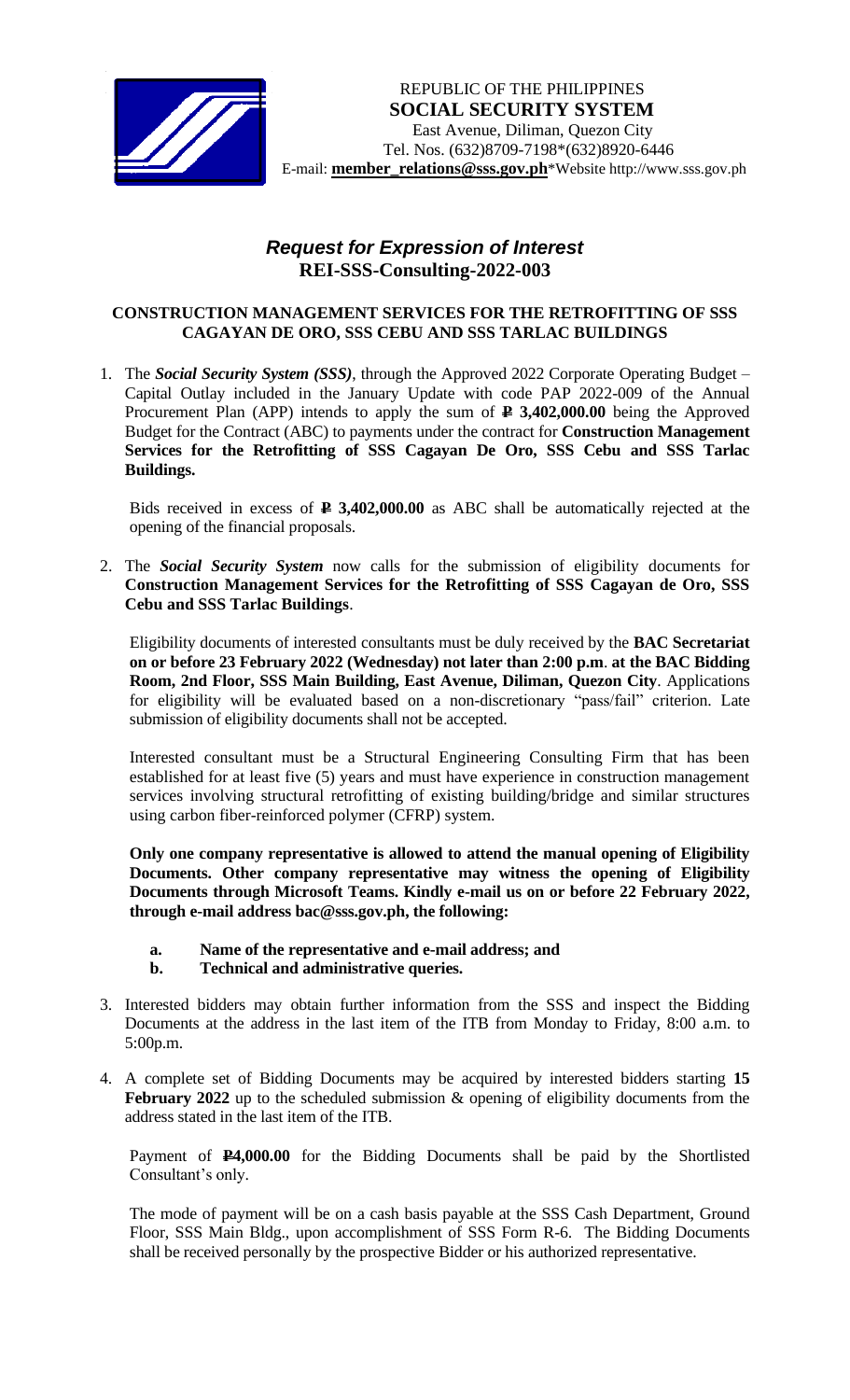REPUBLIC OF THE PHILIPPINES
**SOCIAL SECURITY SYSTEM**
East Avenue, Diliman, Quezon City
Tel. Nos. (632)8709-7198*(632)8920-6446
E-mail: **member_relations@sss.gov.ph***Website http://www.sss.gov.ph

## *Request for Expression of Interest*
## REI-SSS-Consulting-2022-003

### CONSTRUCTION MANAGEMENT SERVICES FOR THE RETROFITTING OF SSS CAGAYAN DE ORO, SSS CEBU AND SSS TARLAC BUILDINGS

1. The ***Social Security System (SSS)***, through the Approved 2022 Corporate Operating Budget – Capital Outlay included in the January Update with code PAP 2022-009 of the Annual Procurement Plan (APP) intends to apply the sum of **₱ 3,402,000.00** being the Approved Budget for the Contract (ABC) to payments under the contract for **Construction Management Services for the Retrofitting of SSS Cagayan De Oro, SSS Cebu and SSS Tarlac Buildings.**

   Bids received in excess of **₱ 3,402,000.00** as ABC shall be automatically rejected at the opening of the financial proposals.

2. The ***Social Security System*** now calls for the submission of eligibility documents for **Construction Management Services for the Retrofitting of SSS Cagayan de Oro, SSS Cebu and SSS Tarlac Buildings**.

   Eligibility documents of interested consultants must be duly received by the **BAC Secretariat on or before 23 February 2022 (Wednesday) not later than 2:00 p.m**. **at the BAC Bidding Room, 2nd Floor, SSS Main Building, East Avenue, Diliman, Quezon City**. Applications for eligibility will be evaluated based on a non-discretionary "pass/fail" criterion. Late submission of eligibility documents shall not be accepted.

   Interested consultant must be a Structural Engineering Consulting Firm that has been established for at least five (5) years and must have experience in construction management services involving structural retrofitting of existing building/bridge and similar structures using carbon fiber-reinforced polymer (CFRP) system.

   **Only one company representative is allowed to attend the manual opening of Eligibility Documents. Other company representative may witness the opening of Eligibility Documents through Microsoft Teams. Kindly e-mail us on or before 22 February 2022, through e-mail address bac@sss.gov.ph, the following:**

   a. **Name of the representative and e-mail address; and**
   b. **Technical and administrative queries.**

3. Interested bidders may obtain further information from the SSS and inspect the Bidding Documents at the address in the last item of the ITB from Monday to Friday, 8:00 a.m. to 5:00p.m.

4. A complete set of Bidding Documents may be acquired by interested bidders starting **15 February 2022** up to the scheduled submission & opening of eligibility documents from the address stated in the last item of the ITB.

   Payment of **₱4,000.00** for the Bidding Documents shall be paid by the Shortlisted Consultant's only.

   The mode of payment will be on a cash basis payable at the SSS Cash Department, Ground Floor, SSS Main Bldg., upon accomplishment of SSS Form R-6. The Bidding Documents shall be received personally by the prospective Bidder or his authorized representative.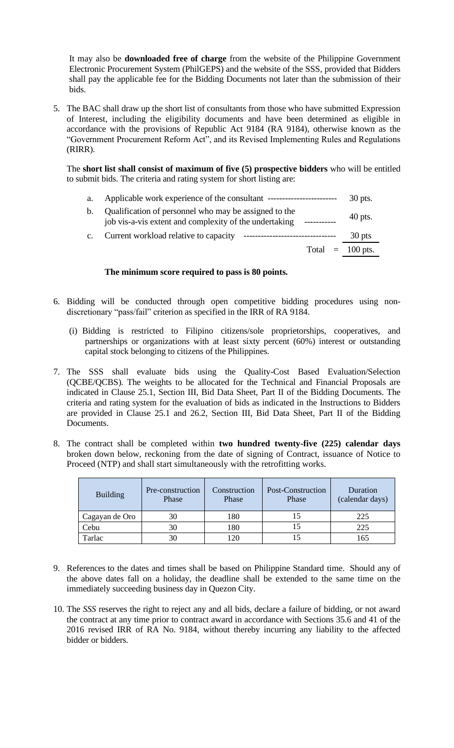It may also be **downloaded free of charge** from the website of the Philippine Government Electronic Procurement System (PhilGEPS) and the website of the SSS, provided that Bidders shall pay the applicable fee for the Bidding Documents not later than the submission of their bids.

5. The BAC shall draw up the short list of consultants from those who have submitted Expression of Interest, including the eligibility documents and have been determined as eligible in accordance with the provisions of Republic Act 9184 (RA 9184), otherwise known as the "Government Procurement Reform Act", and its Revised Implementing Rules and Regulations (RIRR).

   The **short list shall consist of maximum of five (5) prospective bidders** who will be entitled to submit bids. The criteria and rating system for short listing are:

| | | |
|---|---|---|
| a. | Applicable work experience of the consultant ----------------------- | 30 pts. |
| b. | Qualification of personnel who may be assigned to the job vis-a-vis extent and complexity of the undertaking ---------- | 40 pts. |
| c. | Current workload relative to capacity ------------------------------- | 30 pts |
| | Total = | 100 pts. |

   **The minimum score required to pass is 80 points.**

6. Bidding will be conducted through open competitive bidding procedures using non-discretionary "pass/fail" criterion as specified in the IRR of RA 9184.

   (i) Bidding is restricted to Filipino citizens/sole proprietorships, cooperatives, and partnerships or organizations with at least sixty percent (60%) interest or outstanding capital stock belonging to citizens of the Philippines.

7. The SSS shall evaluate bids using the Quality-Cost Based Evaluation/Selection (QCBE/QCBS). The weights to be allocated for the Technical and Financial Proposals are indicated in Clause 25.1, Section III, Bid Data Sheet, Part II of the Bidding Documents. The criteria and rating system for the evaluation of bids as indicated in the Instructions to Bidders are provided in Clause 25.1 and 26.2, Section III, Bid Data Sheet, Part II of the Bidding Documents.

8. The contract shall be completed within **two hundred twenty-five (225) calendar days** broken down below, reckoning from the date of signing of Contract, issuance of Notice to Proceed (NTP) and shall start simultaneously with the retrofitting works.

| Building | Pre-construction Phase | Construction Phase | Post-Construction Phase | Duration (calendar days) |
|---|---|---|---|---|
| Cagayan de Oro | 30 | 180 | 15 | 225 |
| Cebu | 30 | 180 | 15 | 225 |
| Tarlac | 30 | 120 | 15 | 165 |

9. References to the dates and times shall be based on Philippine Standard time. Should any of the above dates fall on a holiday, the deadline shall be extended to the same time on the immediately succeeding business day in Quezon City.

10. The *SSS* reserves the right to reject any and all bids, declare a failure of bidding, or not award the contract at any time prior to contract award in accordance with Sections 35.6 and 41 of the 2016 revised IRR of RA No. 9184, without thereby incurring any liability to the affected bidder or bidders.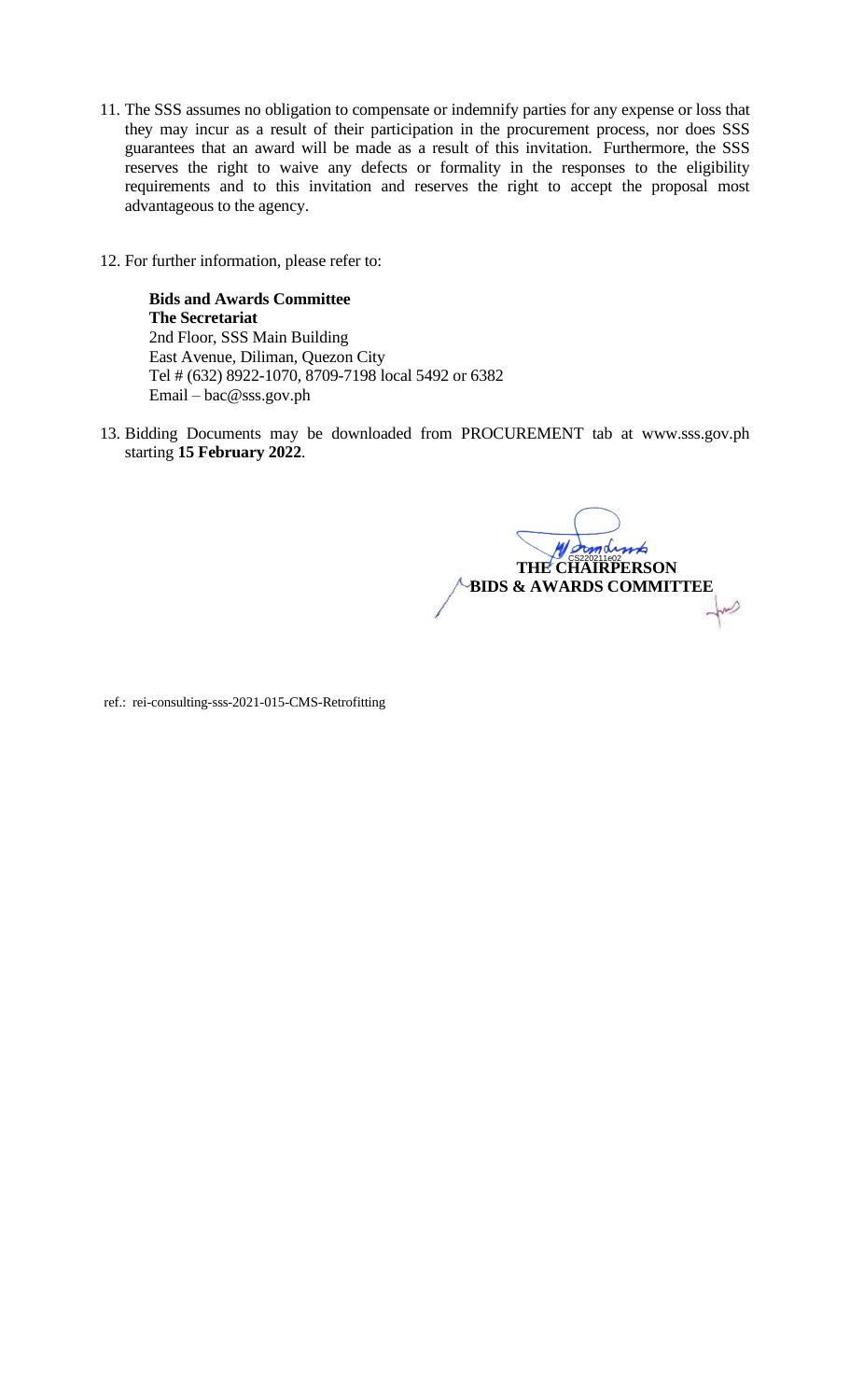11. The SSS assumes no obligation to compensate or indemnify parties for any expense or loss that they may incur as a result of their participation in the procurement process, nor does SSS guarantees that an award will be made as a result of this invitation. Furthermore, the SSS reserves the right to waive any defects or formality in the responses to the eligibility requirements and to this invitation and reserves the right to accept the proposal most advantageous to the agency.

12. For further information, please refer to:

    **Bids and Awards Committee**
    **The Secretariat**
    2nd Floor, SSS Main Building
    East Avenue, Diliman, Quezon City
    Tel # (632) 8922-1070, 8709-7198 local 5492 or 6382
    Email – bac@sss.gov.ph

13. Bidding Documents may be downloaded from PROCUREMENT tab at www.sss.gov.ph starting **15 February 2022**.

CS220211e02

**THE CHAIRPERSON**
**BIDS & AWARDS COMMITTEE**

ref.: rei-consulting-sss-2021-015-CMS-Retrofitting